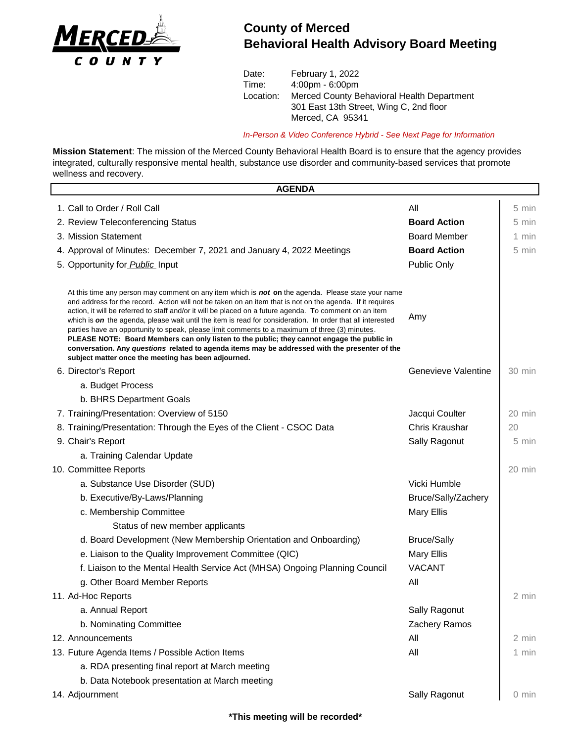# County of Merced
## Behavioral Health Advisory Board Meeting

Date: February 1, 2022
Time: 4:00pm - 6:00pm
Location: Merced County Behavioral Health Department
301 East 13th Street, Wing C, 2nd floor
Merced, CA 95341

*In-Person & Video Conference Hybrid - See Next Page for Information*

**Mission Statement**: The mission of the Merced County Behavioral Health Board is to ensure that the agency provides integrated, culturally responsive mental health, substance use disorder and community-based services that promote wellness and recovery.

| AGENDA | | |
|---|---|---|
| 1. Call to Order / Roll Call | All | 5 min |
| 2. Review Teleconferencing Status | **Board Action** | 5 min |
| 3. Mission Statement | Board Member | 1 min |
| 4. Approval of Minutes: December 7, 2021 and January 4, 2022 Meetings | **Board Action** | 5 min |
| 5. Opportunity for *Public* Input | Public Only | |
| At this time any person may comment on any item which is ***not*** **on** the agenda. Please state your name and address for the record. Action will not be taken on an item that is not on the agenda. If it requires action, it will be referred to staff and/or it will be placed on a future agenda. To comment on an item which is ***on*** the agenda, please wait until the item is read for consideration. In order that all interested parties have an opportunity to speak, please limit comments to a maximum of three (3) minutes. **PLEASE NOTE: Board Members can only listen to the public; they cannot engage the public in conversation. Any *questions* related to agenda items may be addressed with the presenter of the subject matter once the meeting has been adjourned.** | Amy | |
| 6. Director's Report | Genevieve Valentine | 30 min |
| a. Budget Process | | |
| b. BHRS Department Goals | | |
| 7. Training/Presentation: Overview of 5150 | Jacqui Coulter | 20 min |
| 8. Training/Presentation: Through the Eyes of the Client - CSOC Data | Chris Kraushar | 20 |
| 9. Chair's Report | Sally Ragonut | 5 min |
| a. Training Calendar Update | | |
| 10. Committee Reports | | 20 min |
| a. Substance Use Disorder (SUD) | Vicki Humble | |
| b. Executive/By-Laws/Planning | Bruce/Sally/Zachery | |
| c. Membership Committee | Mary Ellis | |
| Status of new member applicants | | |
| d. Board Development (New Membership Orientation and Onboarding) | Bruce/Sally | |
| e. Liaison to the Quality Improvement Committee (QIC) | Mary Ellis | |
| f. Liaison to the Mental Health Service Act (MHSA) Ongoing Planning Council | VACANT | |
| g. Other Board Member Reports | All | |
| 11. Ad-Hoc Reports | | 2 min |
| a. Annual Report | Sally Ragonut | |
| b. Nominating Committee | Zachery Ramos | |
| 12. Announcements | All | 2 min |
| 13. Future Agenda Items / Possible Action Items | All | 1 min |
| a. RDA presenting final report at March meeting | | |
| b. Data Notebook presentation at March meeting | | |
| 14. Adjournment | Sally Ragonut | 0 min |

**\*This meeting will be recorded\***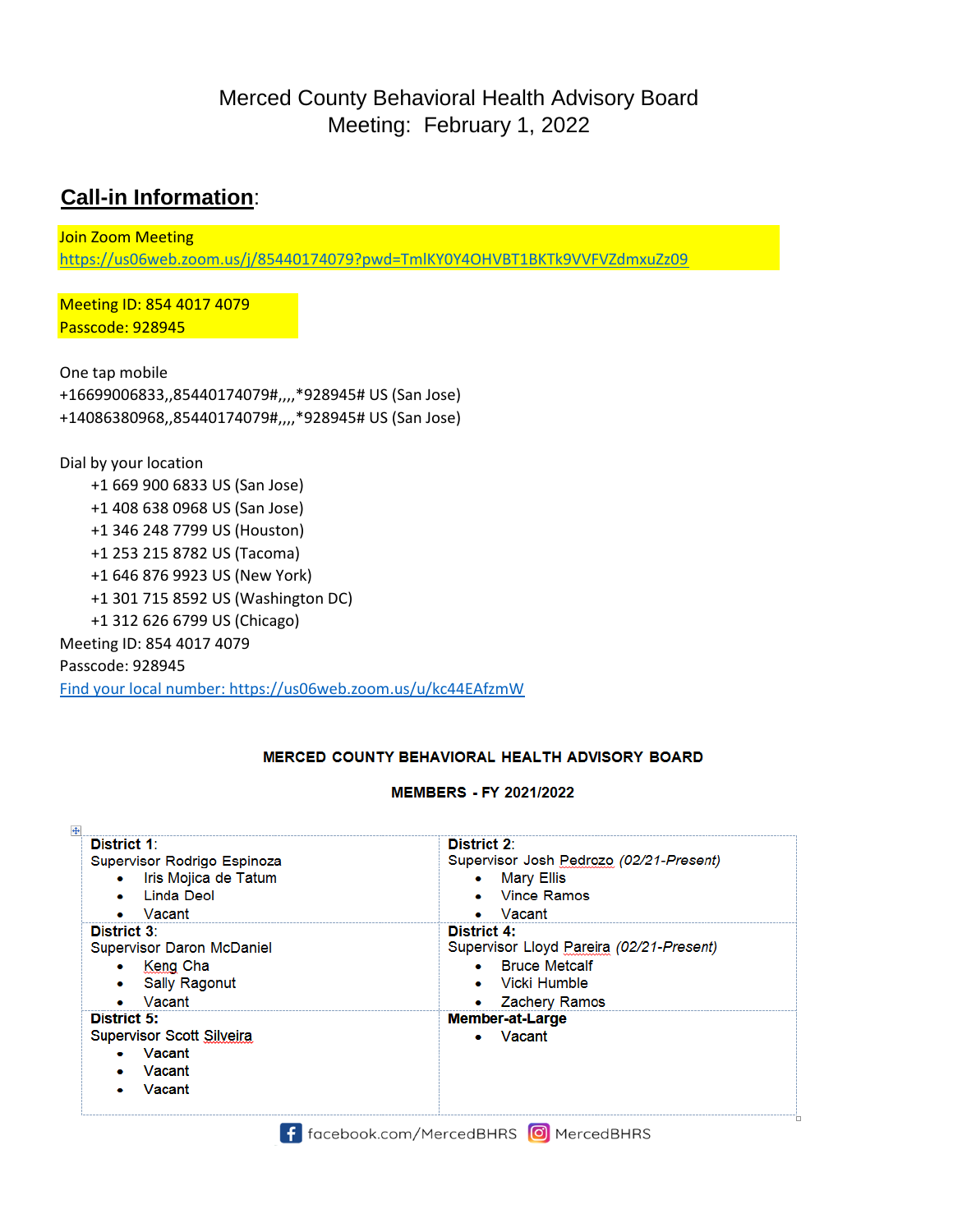Merced County Behavioral Health Advisory Board
Meeting: February 1, 2022

## **Call-in Information**:

Join Zoom Meeting
https://us06web.zoom.us/j/85440174079?pwd=TmlKY0Y4OHVBT1BKTk9VVFVZdmxuZz09

Meeting ID: 854 4017 4079
Passcode: 928945

One tap mobile
+16699006833,,85440174079#,,,,*928945# US (San Jose)
+14086380968,,85440174079#,,,,*928945# US (San Jose)

Dial by your location
+1 669 900 6833 US (San Jose)
+1 408 638 0968 US (San Jose)
+1 346 248 7799 US (Houston)
+1 253 215 8782 US (Tacoma)
+1 646 876 9923 US (New York)
+1 301 715 8592 US (Washington DC)
+1 312 626 6799 US (Chicago)
Meeting ID: 854 4017 4079
Passcode: 928945
Find your local number: https://us06web.zoom.us/u/kc44EAfzmW

**MERCED COUNTY BEHAVIORAL HEALTH ADVISORY BOARD**

**MEMBERS - FY 2021/2022**

| | |
|---|---|
| **District 1**:<br>Supervisor Rodrigo Espinoza<br>• Iris Mojica de Tatum<br>• Linda Deol<br>• Vacant | **District 2**:<br>Supervisor Josh Pedrozo *(02/21-Present)*<br>• Mary Ellis<br>• Vince Ramos<br>• Vacant |
| **District 3**:<br>Supervisor Daron McDaniel<br>• Keng Cha<br>• Sally Ragonut<br>• Vacant | **District 4:**<br>Supervisor Lloyd Pareira *(02/21-Present)*<br>• Bruce Metcalf<br>• Vicki Humble<br>• Zachery Ramos |
| **District 5:**<br>Supervisor Scott Silveira<br>• Vacant<br>• Vacant<br>• Vacant | **Member-at-Large**<br>• Vacant |

facebook.com/MercedBHRS MercedBHRS